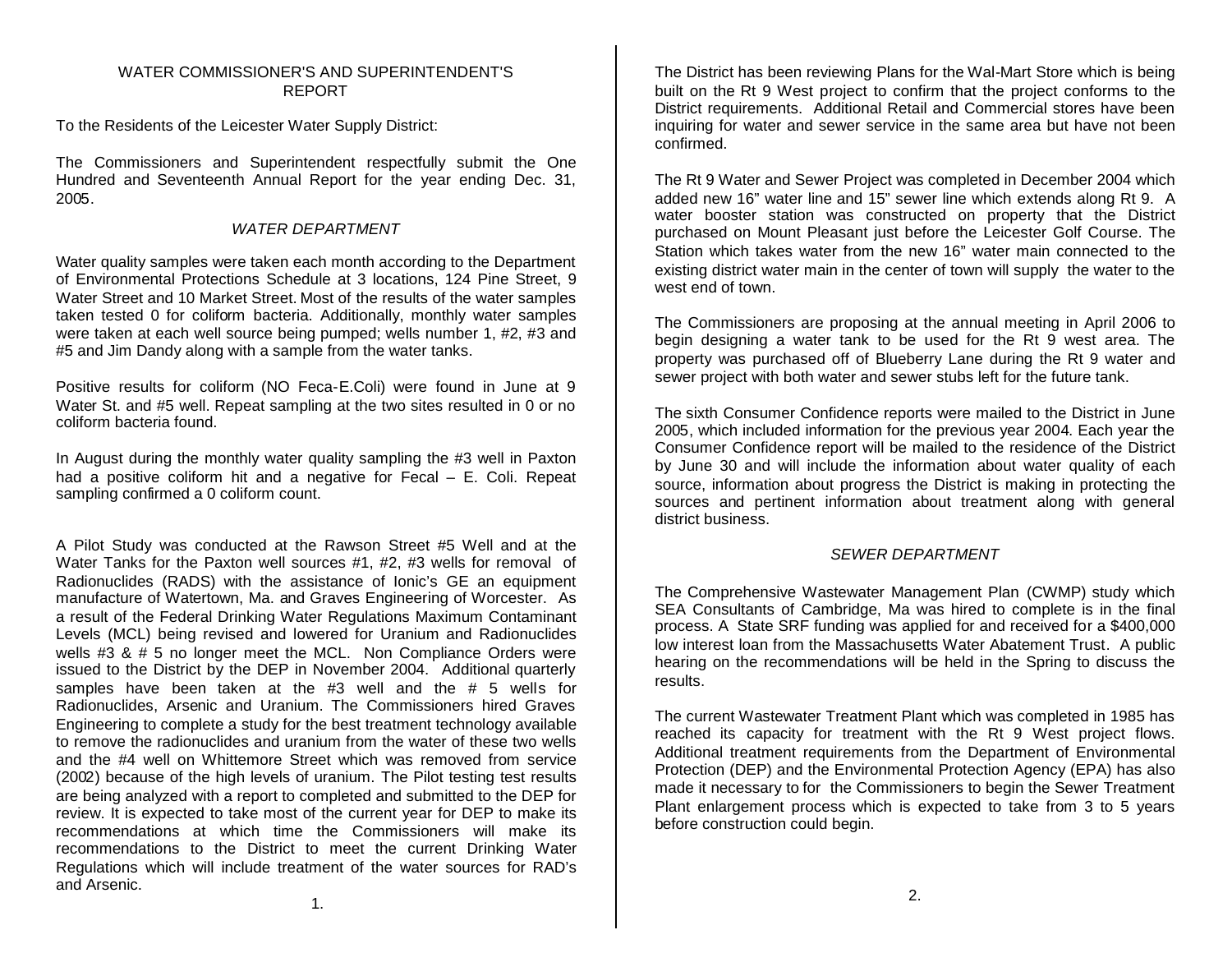# WATER COMMISSIONER'S AND SUPERINTENDENT'S REPORT

To the Residents of the Leicester Water Supply District:

The Commissioners and Superintendent respectfully submit the One Hundred and Seventeenth Annual Report for the year ending Dec. 31, 2005.

## *WATER DEPARTMENT*

Water quality samples were taken each month according to the Department of Environmental Protections Schedule at 3 locations, 124 Pine Street, 9 Water Street and 10 Market Street. Most of the results of the water samples taken tested 0 for coliform bacteria. Additionally, monthly water samples were taken at each well source being pumped; wells number 1, #2, #3 and #5 and Jim Dandy along with a sample from the water tanks.

Positive results for coliform (NO Feca-E.Coli) were found in June at 9 Water St. and #5 well. Repeat sampling at the two sites resulted in 0 or no coliform bacteria found.

In August during the monthly water quality sampling the #3 well in Paxton had a positive coliform hit and a negative for Fecal – E. Coli. Repeat sampling confirmed a 0 coliform count.

A Pilot Study was conducted at the Rawson Street #5 Well and at the Water Tanks for the Paxton well sources #1, #2, #3 wells for removal of Radionuclides (RADS) with the assistance of Ionic's GE an equipment manufacture of Watertown, Ma. and Graves Engineering of Worcester. As a result of the Federal Drinking Water Regulations Maximum Contaminant Levels (MCL) being revised and lowered for Uranium and Radionuclides wells #3 & # 5 no longer meet the MCL. Non Compliance Orders were issued to the District by the DEP in November 2004. Additional quarterly samples have been taken at the #3 well and the # 5 wells for Radionuclides, Arsenic and Uranium. The Commissioners hired Graves Engineering to complete a study for the best treatment technology available to remove the radionuclides and uranium from the water of these two wells and the #4 well on Whittemore Street which was removed from service (2002) because of the high levels of uranium. The Pilot testing test results are being analyzed with a report to completed and submitted to the DEP for review. It is expected to take most of the current year for DEP to make its recommendations at which time the Commissioners will make its recommendations to the District to meet the current Drinking Water Regulations which will include treatment of the water sources for RAD's and Arsenic.

The District has been reviewing Plans for the Wal-Mart Store which is being built on the Rt 9 West project to confirm that the project conforms to the District requirements. Additional Retail and Commercial stores have been inquiring for water and sewer service in the same area but have not been confirmed.

The Rt 9 Water and Sewer Project was completed in December 2004 which added new 16" water line and 15" sewer line which extends along Rt 9. A water booster station was constructed on property that the District purchased on Mount Pleasant just before the Leicester Golf Course. The Station which takes water from the new 16" water main connected to the existing district water main in the center of town will supply the water to the west end of town.

The Commissioners are proposing at the annual meeting in April 2006 to begin designing a water tank to be used for the Rt 9 west area. The property was purchased off of Blueberry Lane during the Rt 9 water and sewer project with both water and sewer stubs left for the future tank.

The sixth Consumer Confidence reports were mailed to the District in June 2005, which included information for the previous year 2004. Each year the Consumer Confidence report will be mailed to the residence of the District by June 30 and will include the information about water quality of each source, information about progress the District is making in protecting the sources and pertinent information about treatment along with general district business.

## *SEWER DEPARTMENT*

The Comprehensive Wastewater Management Plan (CWMP) study which SEA Consultants of Cambridge, Ma was hired to complete is in the final process. A State SRF funding was applied for and received for a $400,000 low interest loan from the Massachusetts Water Abatement Trust. A public hearing on the recommendations will be held in the Spring to discuss the results.

The current Wastewater Treatment Plant which was completed in 1985 has reached its capacity for treatment with the Rt 9 West project flows. Additional treatment requirements from the Department of Environmental Protection (DEP) and the Environmental Protection Agency (EPA) has also made it necessary to for the Commissioners to begin the Sewer Treatment Plant enlargement process which is expected to take from 3 to 5 years before construction could begin.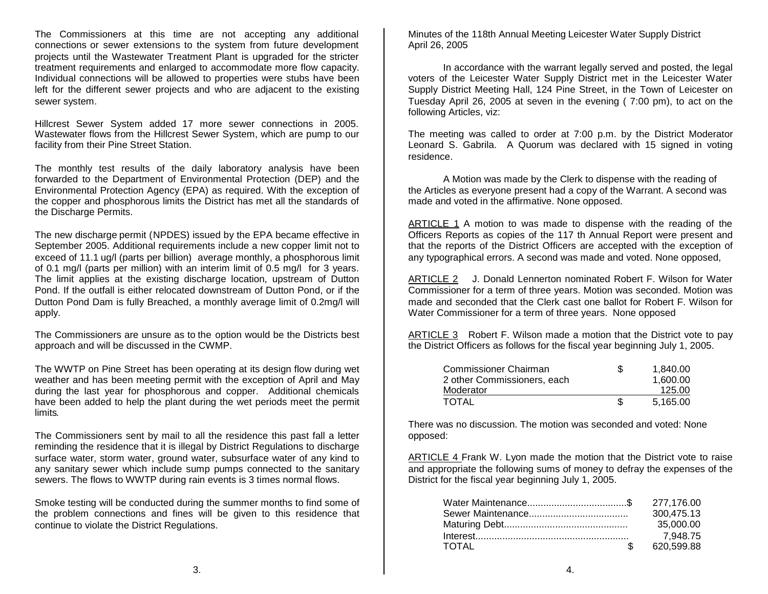The Commissioners at this time are not accepting any additional connections or sewer extensions to the system from future development projects until the Wastewater Treatment Plant is upgraded for the stricter treatment requirements and enlarged to accommodate more flow capacity. Individual connections will be allowed to properties were stubs have been left for the different sewer projects and who are adjacent to the existing sewer system.

Hillcrest Sewer System added 17 more sewer connections in 2005. Wastewater flows from the Hillcrest Sewer System, which are pump to our facility from their Pine Street Station.

The monthly test results of the daily laboratory analysis have been forwarded to the Department of Environmental Protection (DEP) and the Environmental Protection Agency (EPA) as required. With the exception of the copper and phosphorous limits the District has met all the standards of the Discharge Permits.

The new discharge permit (NPDES) issued by the EPA became effective in September 2005. Additional requirements include a new copper limit not to exceed of 11.1 ug/l (parts per billion) average monthly, a phosphorous limit of 0.1 mg/l (parts per million) with an interim limit of 0.5 mg/l for 3 years. The limit applies at the existing discharge location, upstream of Dutton Pond. If the outfall is either relocated downstream of Dutton Pond, or if the Dutton Pond Dam is fully Breached, a monthly average limit of 0.2mg/l will apply.

The Commissioners are unsure as to the option would be the Districts best approach and will be discussed in the CWMP.

The WWTP on Pine Street has been operating at its design flow during wet weather and has been meeting permit with the exception of April and May during the last year for phosphorous and copper. Additional chemicals have been added to help the plant during the wet periods meet the permit limits.

The Commissioners sent by mail to all the residence this past fall a letter reminding the residence that it is illegal by District Regulations to discharge surface water, storm water, ground water, subsurface water of any kind to any sanitary sewer which include sump pumps connected to the sanitary sewers. The flows to WWTP during rain events is 3 times normal flows.

Smoke testing will be conducted during the summer months to find some of the problem connections and fines will be given to this residence that continue to violate the District Regulations.

Minutes of the 118th Annual Meeting Leicester Water Supply District
April 26, 2005

In accordance with the warrant legally served and posted, the legal voters of the Leicester Water Supply District met in the Leicester Water Supply District Meeting Hall, 124 Pine Street, in the Town of Leicester on Tuesday April 26, 2005 at seven in the evening ( 7:00 pm), to act on the following Articles, viz:

The meeting was called to order at 7:00 p.m. by the District Moderator Leonard S. Gabrila. A Quorum was declared with 15 signed in voting residence.

A Motion was made by the Clerk to dispense with the reading of the Articles as everyone present had a copy of the Warrant. A second was made and voted in the affirmative. None opposed.

ARTICLE 1 A motion to was made to dispense with the reading of the Officers Reports as copies of the 117 th Annual Report were present and that the reports of the District Officers are accepted with the exception of any typographical errors. A second was made and voted. None opposed,

ARTICLE 2 J. Donald Lennerton nominated Robert F. Wilson for Water Commissioner for a term of three years. Motion was seconded. Motion was made and seconded that the Clerk cast one ballot for Robert F. Wilson for Water Commissioner for a term of three years. None opposed

ARTICLE 3 Robert F. Wilson made a motion that the District vote to pay the District Officers as follows for the fiscal year beginning July 1, 2005.

| | | |
|---|---|---|
| Commissioner Chairman | $ | 1,840.00 |
| 2 other Commissioners, each | | 1,600.00 |
| Moderator | | 125.00 |
| TOTAL | $ | 5,165.00 |

There was no discussion. The motion was seconded and voted: None opposed:

ARTICLE 4 Frank W. Lyon made the motion that the District vote to raise and appropriate the following sums of money to defray the expenses of the District for the fiscal year beginning July 1, 2005.

| | | |
|---|---|---|
| Water Maintenance | $ | 277,176.00 |
| Sewer Maintenance | | 300,475.13 |
| Maturing Debt | | 35,000.00 |
| Interest | | 7,948.75 |
| TOTAL | $ | 620,599.88 |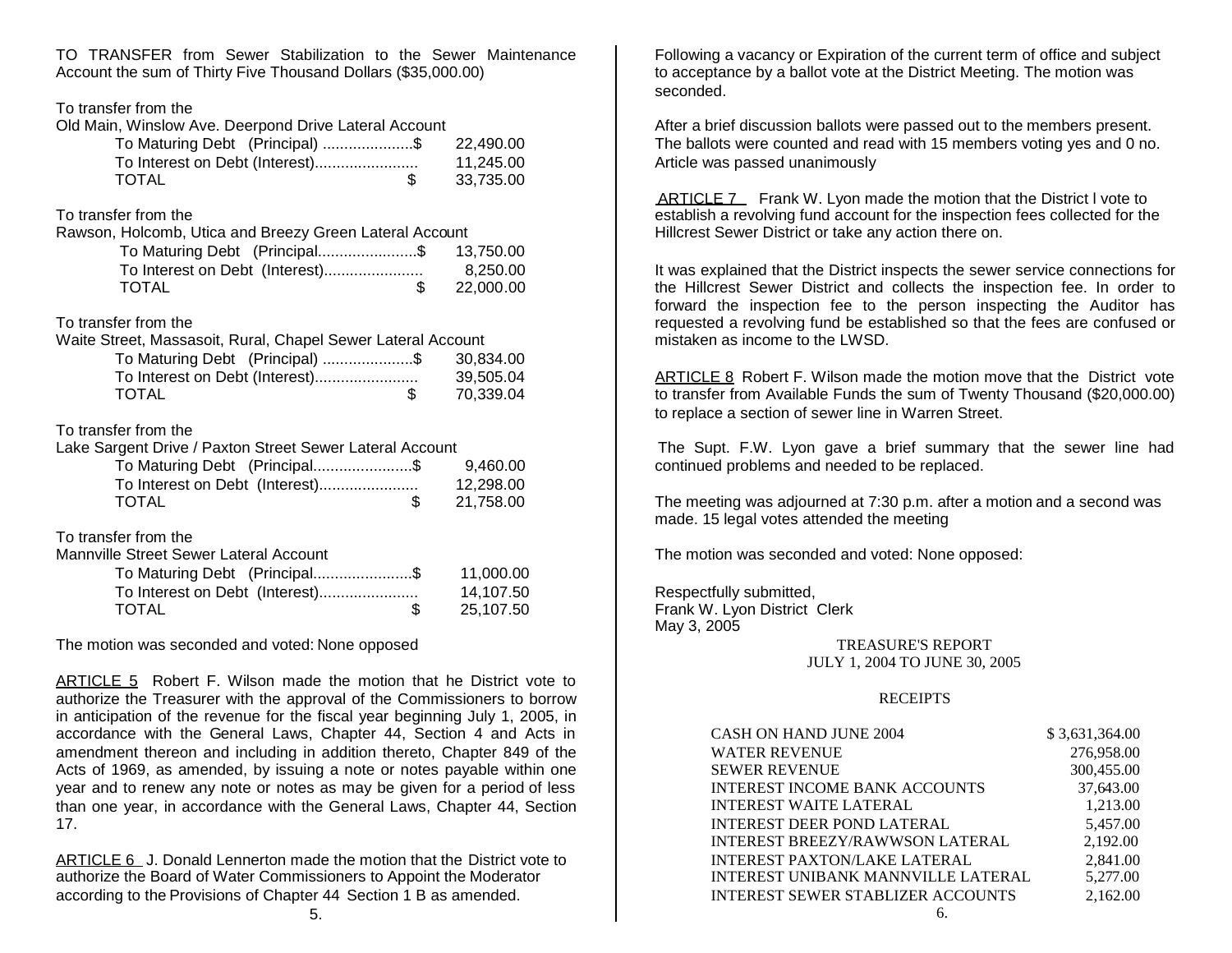TO TRANSFER from Sewer Stabilization to the Sewer Maintenance Account the sum of Thirty Five Thousand Dollars ($35,000.00)

To transfer from the
Old Main, Winslow Ave. Deerpond Drive Lateral Account

| | | |
|---|---|---|
| To Maturing Debt (Principal) ....................$ | | 22,490.00 |
| To Interest on Debt (Interest)....................... | | 11,245.00 |
| TOTAL | $ | 33,735.00 |

To transfer from the
Rawson, Holcomb, Utica and Breezy Green Lateral Account

| | | |
|---|---|---|
| To Maturing Debt (Principal......................$ | | 13,750.00 |
| To Interest on Debt (Interest)...................... | | 8,250.00 |
| TOTAL | $ | 22,000.00 |

To transfer from the
Waite Street, Massasoit, Rural, Chapel Sewer Lateral Account

| | | |
|---|---|---|
| To Maturing Debt (Principal) ....................$ | | 30,834.00 |
| To Interest on Debt (Interest)....................... | | 39,505.04 |
| TOTAL | $ | 70,339.04 |

To transfer from the
Lake Sargent Drive / Paxton Street Sewer Lateral Account

| | | |
|---|---|---|
| To Maturing Debt (Principal......................$ | | 9,460.00 |
| To Interest on Debt (Interest)...................... | | 12,298.00 |
| TOTAL | $ | 21,758.00 |

To transfer from the
Mannville Street Sewer Lateral Account

| | | |
|---|---|---|
| To Maturing Debt (Principal......................$ | | 11,000.00 |
| To Interest on Debt (Interest)...................... | | 14,107.50 |
| TOTAL | $ | 25,107.50 |

The motion was seconded and voted: None opposed

ARTICLE 5 Robert F. Wilson made the motion that he District vote to authorize the Treasurer with the approval of the Commissioners to borrow in anticipation of the revenue for the fiscal year beginning July 1, 2005, in accordance with the General Laws, Chapter 44, Section 4 and Acts in amendment thereon and including in addition thereto, Chapter 849 of the Acts of 1969, as amended, by issuing a note or notes payable within one year and to renew any note or notes as may be given for a period of less than one year, in accordance with the General Laws, Chapter 44, Section 17.

ARTICLE 6 J. Donald Lennerton made the motion that the District vote to authorize the Board of Water Commissioners to Appoint the Moderator according to the Provisions of Chapter 44 Section 1 B as amended. Following a vacancy or Expiration of the current term of office and subject to acceptance by a ballot vote at the District Meeting. The motion was seconded.

After a brief discussion ballots were passed out to the members present. The ballots were counted and read with 15 members voting yes and 0 no. Article was passed unanimously

ARTICLE 7 Frank W. Lyon made the motion that the District l vote to establish a revolving fund account for the inspection fees collected for the Hillcrest Sewer District or take any action there on.

It was explained that the District inspects the sewer service connections for the Hillcrest Sewer District and collects the inspection fee. In order to forward the inspection fee to the person inspecting the Auditor has requested a revolving fund be established so that the fees are confused or mistaken as income to the LWSD.

ARTICLE 8 Robert F. Wilson made the motion move that the District vote to transfer from Available Funds the sum of Twenty Thousand ($20,000.00) to replace a section of sewer line in Warren Street.

The Supt. F.W. Lyon gave a brief summary that the sewer line had continued problems and needed to be replaced.

The meeting was adjourned at 7:30 p.m. after a motion and a second was made. 15 legal votes attended the meeting

The motion was seconded and voted: None opposed:

Respectfully submitted,
Frank W. Lyon District Clerk
May 3, 2005

## TREASURE'S REPORT
## JULY 1, 2004 TO JUNE 30, 2005

### RECEIPTS

| | |
|---|---|
| CASH ON HAND JUNE 2004 | $ 3,631,364.00 |
| WATER REVENUE | 276,958.00 |
| SEWER REVENUE | 300,455.00 |
| INTEREST INCOME BANK ACCOUNTS | 37,643.00 |
| INTEREST WAITE LATERAL | 1,213.00 |
| INTEREST DEER POND LATERAL | 5,457.00 |
| INTEREST BREEZY/RAWWSON LATERAL | 2,192.00 |
| INTEREST PAXTON/LAKE LATERAL | 2,841.00 |
| INTEREST UNIBANK MANNVILLE LATERAL | 5,277.00 |
| INTEREST SEWER STABLIZER ACCOUNTS | 2,162.00 |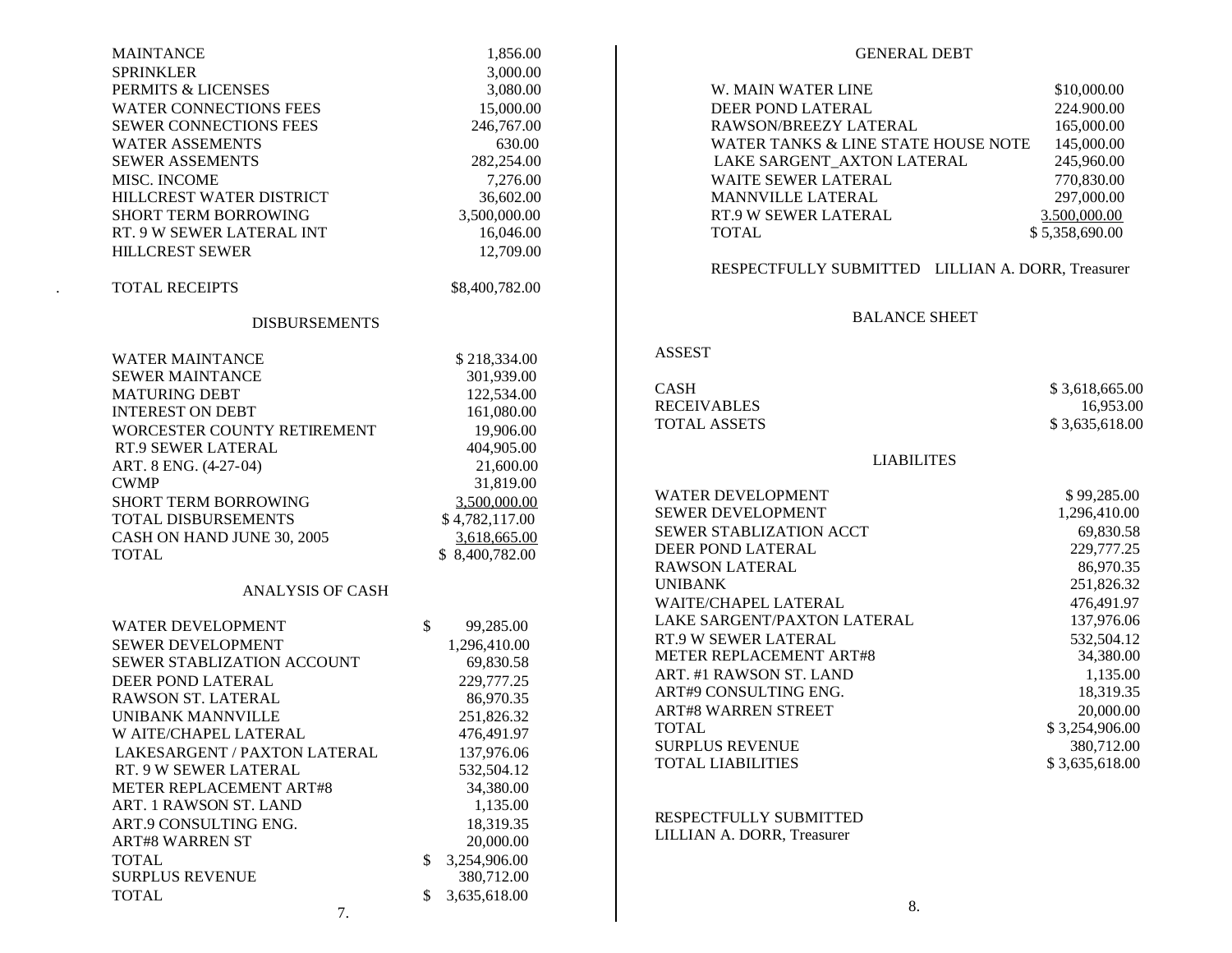| | |
|---|---|
| MAINTANCE | 1,856.00 |
| SPRINKLER | 3,000.00 |
| PERMITS & LICENSES | 3,080.00 |
| WATER CONNECTIONS FEES | 15,000.00 |
| SEWER CONNECTIONS FEES | 246,767.00 |
| WATER ASSEMENTS | 630.00 |
| SEWER ASSEMENTS | 282,254.00 |
| MISC. INCOME | 7,276.00 |
| HILLCREST WATER DISTRICT | 36,602.00 |
| SHORT TERM BORROWING | 3,500,000.00 |
| RT. 9 W SEWER LATERAL INT | 16,046.00 |
| HILLCREST SEWER | 12,709.00 |
| | |
| TOTAL RECEIPTS | $8,400,782.00 |

## DISBURSEMENTS

| | |
|---|---|
| WATER MAINTANCE | $ 218,334.00 |
| SEWER MAINTANCE | 301,939.00 |
| MATURING DEBT | 122,534.00 |
| INTEREST ON DEBT | 161,080.00 |
| WORCESTER COUNTY RETIREMENT | 19,906.00 |
| RT.9 SEWER LATERAL | 404,905.00 |
| ART. 8 ENG. (4-27-04) | 21,600.00 |
| CWMP | 31,819.00 |
| SHORT TERM BORROWING | 3,500,000.00 |
| TOTAL DISBURSEMENTS | $ 4,782,117.00 |
| CASH ON HAND JUNE 30, 2005 | 3,618,665.00 |
| TOTAL | $ 8,400,782.00 |

## ANALYSIS OF CASH

| | |
|---|---|
| WATER DEVELOPMENT | $ 99,285.00 |
| SEWER DEVELOPMENT | 1,296,410.00 |
| SEWER STABLIZATION ACCOUNT | 69,830.58 |
| DEER POND LATERAL | 229,777.25 |
| RAWSON ST. LATERAL | 86,970.35 |
| UNIBANK MANNVILLE | 251,826.32 |
| W AITE/CHAPEL LATERAL | 476,491.97 |
| LAKESARGENT / PAXTON LATERAL | 137,976.06 |
| RT. 9 W SEWER LATERAL | 532,504.12 |
| METER REPLACEMENT ART#8 | 34,380.00 |
| ART. 1 RAWSON ST. LAND | 1,135.00 |
| ART.9 CONSULTING ENG. | 18,319.35 |
| ART#8 WARREN ST | 20,000.00 |
| TOTAL | $ 3,254,906.00 |
| SURPLUS REVENUE | 380,712.00 |
| TOTAL | $ 3,635,618.00 |

## GENERAL DEBT

| | |
|---|---|
| W. MAIN WATER LINE | $10,000.00 |
| DEER POND LATERAL | 224.900.00 |
| RAWSON/BREEZY LATERAL | 165,000.00 |
| WATER TANKS & LINE STATE HOUSE NOTE | 145,000.00 |
| LAKE SARGENT_AXTON LATERAL | 245,960.00 |
| WAITE SEWER LATERAL | 770,830.00 |
| MANNVILLE LATERAL | 297,000.00 |
| RT.9 W SEWER LATERAL | 3.500,000.00 |
| TOTAL | $ 5,358,690.00 |

RESPECTFULLY SUBMITTED LILLIAN A. DORR, Treasurer

## BALANCE SHEET

### ASSEST

| | |
|---|---|
| CASH | $ 3,618,665.00 |
| RECEIVABLES | 16,953.00 |
| TOTAL ASSETS | $ 3,635,618.00 |

### LIABILITES

| | |
|---|---|
| WATER DEVELOPMENT | $ 99,285.00 |
| SEWER DEVELOPMENT | 1,296,410.00 |
| SEWER STABLIZATION ACCT | 69,830.58 |
| DEER POND LATERAL | 229,777.25 |
| RAWSON LATERAL | 86,970.35 |
| UNIBANK | 251,826.32 |
| WAITE/CHAPEL LATERAL | 476,491.97 |
| LAKE SARGENT/PAXTON LATERAL | 137,976.06 |
| RT.9 W SEWER LATERAL | 532,504.12 |
| METER REPLACEMENT ART#8 | 34,380.00 |
| ART. #1 RAWSON ST. LAND | 1,135.00 |
| ART#9 CONSULTING ENG. | 18,319.35 |
| ART#8 WARREN STREET | 20,000.00 |
| TOTAL | $ 3,254,906.00 |
| SURPLUS REVENUE | 380,712.00 |
| TOTAL LIABILITIES | $ 3,635,618.00 |

RESPECTFULLY SUBMITTED
LILLIAN A. DORR, Treasurer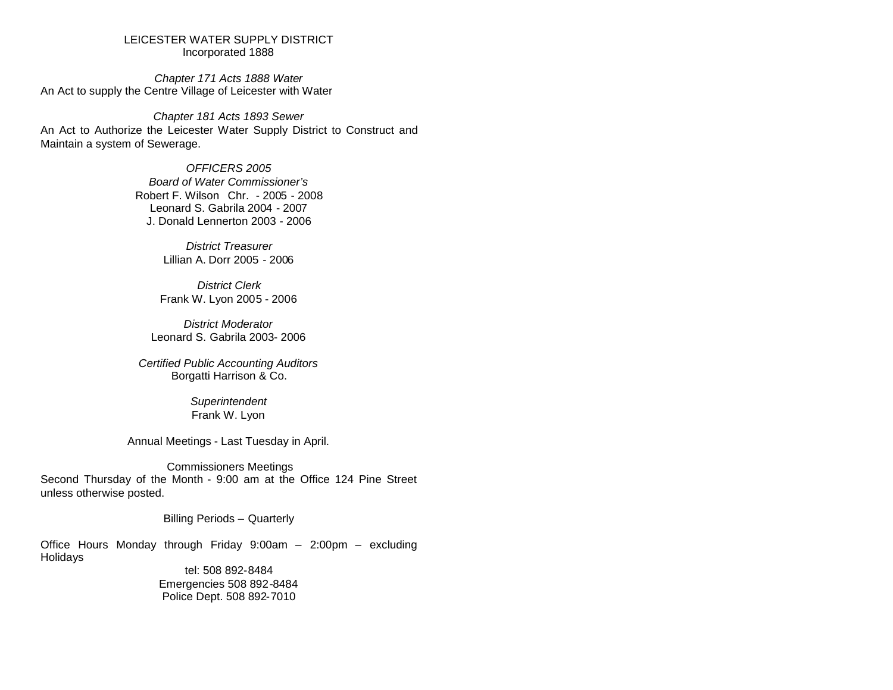# LEICESTER WATER SUPPLY DISTRICT

Incorporated 1888

*Chapter 171 Acts 1888 Water*

An Act to supply the Centre Village of Leicester with Water

*Chapter 181 Acts 1893 Sewer*

An Act to Authorize the Leicester Water Supply District to Construct and Maintain a system of Sewerage.

*OFFICERS 2005*

*Board of Water Commissioner's*

Robert F. Wilson Chr. - 2005 - 2008

Leonard S. Gabrila 2004 - 2007

J. Donald Lennerton 2003 - 2006

*District Treasurer*

Lillian A. Dorr 2005 - 2006

*District Clerk*

Frank W. Lyon 2005 - 2006

*District Moderator*

Leonard S. Gabrila 2003- 2006

*Certified Public Accounting Auditors*

Borgatti Harrison & Co.

*Superintendent*

Frank W. Lyon

Annual Meetings - Last Tuesday in April.

Commissioners Meetings

Second Thursday of the Month - 9:00 am at the Office 124 Pine Street unless otherwise posted.

Billing Periods – Quarterly

Office Hours Monday through Friday 9:00am – 2:00pm – excluding Holidays

tel: 508 892-8484

Emergencies 508 892-8484

Police Dept. 508 892-7010